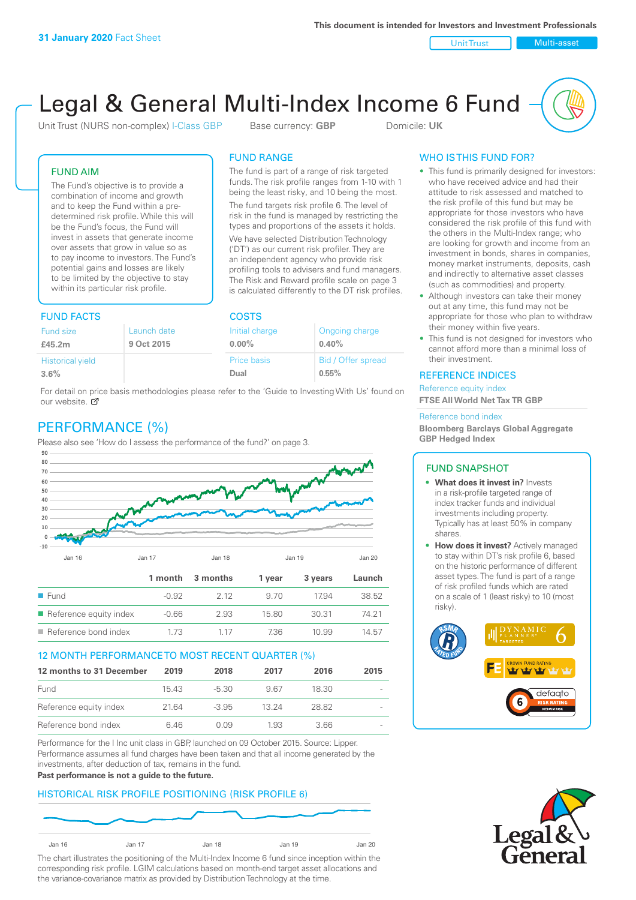**31 January 2020** Fact Sheet

This document is intended for Investors and Investment Professionals

Unit Trust | Multi-asset

# Legal & General Multi-Index Income 6 Fund

Unit Trust (NURS non-complex) I-Class GBP    Base currency: **GBP**    Domicile: **UK**

## FUND AIM

The Fund's objective is to provide a combination of income and growth and to keep the Fund within a pre-determined risk profile. While this will be the Fund's focus, the Fund will invest in assets that generate income over assets that grow in value so as to pay income to investors. The Fund's potential gains and losses are likely to be limited by the objective to stay within its particular risk profile.

## FUND RANGE

The fund is part of a range of risk targeted funds. The risk profile ranges from 1-10 with 1 being the least risky, and 10 being the most.

The fund targets risk profile 6. The level of risk in the fund is managed by restricting the types and proportions of the assets it holds.

We have selected Distribution Technology ('DT') as our current risk profiler. They are an independent agency who provide risk profiling tools to advisers and fund managers. The Risk and Reward profile scale on page 3 is calculated differently to the DT risk profiles.

## WHO IS THIS FUND FOR?

- This fund is primarily designed for investors: who have received advice and had their attitude to risk assessed and matched to the risk profile of this fund but may be appropriate for those investors who have considered the risk profile of this fund with the others in the Multi-Index range; who are looking for growth and income from an investment in bonds, shares in companies, money market instruments, deposits, cash and indirectly to alternative asset classes (such as commodities) and property.
- Although investors can take their money out at any time, this fund may not be appropriate for those who plan to withdraw their money within five years.
- This fund is not designed for investors who cannot afford more than a minimal loss of their investment.

## FUND FACTS

| Fund size | Launch date |
|---|---|
| **£45.2m** | **9 Oct 2015** |
| **Historical yield** | |
| **3.6%** | |

## COSTS

| Initial charge | Ongoing charge |
|---|---|
| **0.00%** | **0.40%** |
| **Price basis** | **Bid / Offer spread** |
| **Dual** | **0.55%** |

For detail on price basis methodologies please refer to the 'Guide to Investing With Us' found on our website.

## REFERENCE INDICES

Reference equity index
**FTSE All World Net Tax TR GBP**

Reference bond index
**Bloomberg Barclays Global Aggregate GBP Hedged Index**

## PERFORMANCE (%)

Please also see 'How do I assess the performance of the fund?' on page 3.

| | 1 month | 3 months | 1 year | 3 years | Launch |
|---|---|---|---|---|---|
| Fund | -0.92 | 2.12 | 9.70 | 17.94 | 38.52 |
| Reference equity index | -0.66 | 2.93 | 15.80 | 30.31 | 74.21 |
| Reference bond index | 1.73 | 1.17 | 7.36 | 10.99 | 14.57 |

## 12 MONTH PERFORMANCE TO MOST RECENT QUARTER (%)

| 12 months to 31 December | 2019 | 2018 | 2017 | 2016 | 2015 |
|---|---|---|---|---|---|
| Fund | 15.43 | -5.30 | 9.67 | 18.30 | - |
| Reference equity index | 21.64 | -3.95 | 13.24 | 28.82 | - |
| Reference bond index | 6.46 | 0.09 | 1.93 | 3.66 | - |

Performance for the I Inc unit class in GBP, launched on 09 October 2015. Source: Lipper. Performance assumes all fund charges have been taken and that all income generated by the investments, after deduction of tax, remains in the fund.

**Past performance is not a guide to the future.**

## FUND SNAPSHOT

- **What does it invest in?** Invests in a risk-profile targeted range of index tracker funds and individual investments including property. Typically has at least 50% in company shares.
- **How does it invest?** Actively managed to stay within DT's risk profile 6, based on the historic performance of different asset types. The fund is part of a range of risk profiled funds which are rated on a scale of 1 (least risky) to 10 (most risky).

## HISTORICAL RISK PROFILE POSITIONING (RISK PROFILE 6)

The chart illustrates the positioning of the Multi-Index Income 6 fund since inception within the corresponding risk profile. LGIM calculations based on month-end target asset allocations and the variance-covariance matrix as provided by Distribution Technology at the time.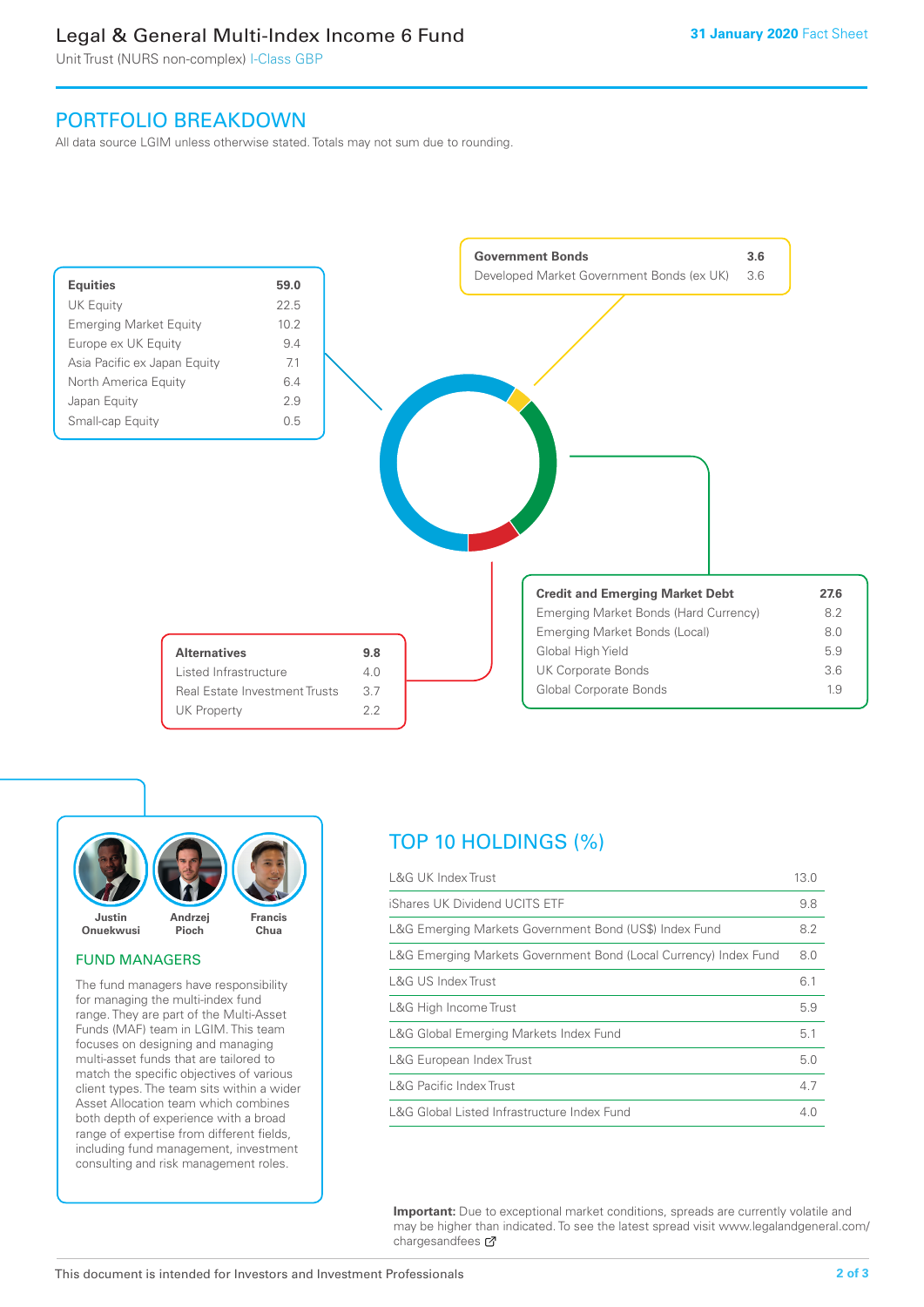# Legal & General Multi-Index Income 6 Fund

Unit Trust (NURS non-complex) I-Class GBP

31 January 2020 Fact Sheet

## PORTFOLIO BREAKDOWN

All data source LGIM unless otherwise stated. Totals may not sum due to rounding.

| Equities | 59.0 |
|---|---|
| UK Equity | 22.5 |
| Emerging Market Equity | 10.2 |
| Europe ex UK Equity | 9.4 |
| Asia Pacific ex Japan Equity | 7.1 |
| North America Equity | 6.4 |
| Japan Equity | 2.9 |
| Small-cap Equity | 0.5 |

| Government Bonds | 3.6 |
|---|---|
| Developed Market Government Bonds (ex UK) | 3.6 |

| Credit and Emerging Market Debt | 27.6 |
|---|---|
| Emerging Market Bonds (Hard Currency) | 8.2 |
| Emerging Market Bonds (Local) | 8.0 |
| Global High Yield | 5.9 |
| UK Corporate Bonds | 3.6 |
| Global Corporate Bonds | 1.9 |

| Alternatives | 9.8 |
|---|---|
| Listed Infrastructure | 4.0 |
| Real Estate Investment Trusts | 3.7 |
| UK Property | 2.2 |

Justin Onuekwusi, Andrzej Pioch, Francis Chua

## FUND MANAGERS

The fund managers have responsibility for managing the multi-index fund range. They are part of the Multi-Asset Funds (MAF) team in LGIM. This team focuses on designing and managing multi-asset funds that are tailored to match the specific objectives of various client types. The team sits within a wider Asset Allocation team which combines both depth of experience with a broad range of expertise from different fields, including fund management, investment consulting and risk management roles.

## TOP 10 HOLDINGS (%)

| Holding | % |
|---|---|
| L&G UK Index Trust | 13.0 |
| iShares UK Dividend UCITS ETF | 9.8 |
| L&G Emerging Markets Government Bond (US$) Index Fund | 8.2 |
| L&G Emerging Markets Government Bond (Local Currency) Index Fund | 8.0 |
| L&G US Index Trust | 6.1 |
| L&G High Income Trust | 5.9 |
| L&G Global Emerging Markets Index Fund | 5.1 |
| L&G European Index Trust | 5.0 |
| L&G Pacific Index Trust | 4.7 |
| L&G Global Listed Infrastructure Index Fund | 4.0 |

**Important:** Due to exceptional market conditions, spreads are currently volatile and may be higher than indicated. To see the latest spread visit www.legalandgeneral.com/chargesandfees

This document is intended for Investors and Investment Professionals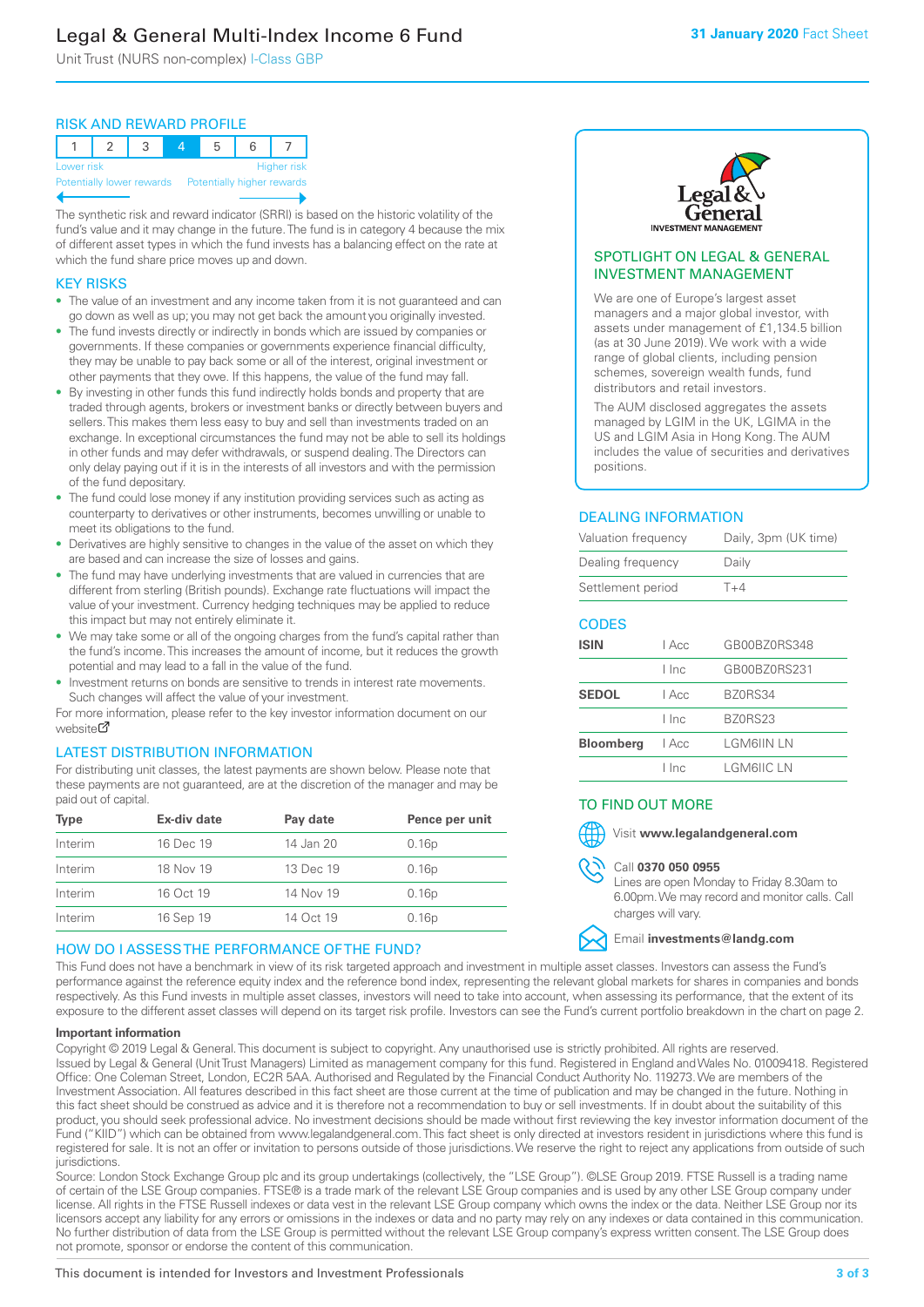# Legal & General Multi-Index Income 6 Fund

Unit Trust (NURS non-complex) I-Class GBP

**31 January 2020** Fact Sheet

## RISK AND REWARD PROFILE

| 1 | 2 | 3 | 4 | 5 | 6 | 7 |
|---|---|---|---|---|---|---|

Lower risk — Higher risk

Potentially lower rewards — Potentially higher rewards

The synthetic risk and reward indicator (SRRI) is based on the historic volatility of the fund's value and it may change in the future. The fund is in category 4 because the mix of different asset types in which the fund invests has a balancing effect on the rate at which the fund share price moves up and down.

## KEY RISKS

- The value of an investment and any income taken from it is not guaranteed and can go down as well as up; you may not get back the amount you originally invested.
- The fund invests directly or indirectly in bonds which are issued by companies or governments. If these companies or governments experience financial difficulty, they may be unable to pay back some or all of the interest, original investment or other payments that they owe. If this happens, the value of the fund may fall.
- By investing in other funds this fund indirectly holds bonds and property that are traded through agents, brokers or investment banks or directly between buyers and sellers. This makes them less easy to buy and sell than investments traded on an exchange. In exceptional circumstances the fund may not be able to sell its holdings in other funds and may defer withdrawals, or suspend dealing. The Directors can only delay paying out if it is in the interests of all investors and with the permission of the fund depositary.
- The fund could lose money if any institution providing services such as acting as counterparty to derivatives or other instruments, becomes unwilling or unable to meet its obligations to the fund.
- Derivatives are highly sensitive to changes in the value of the asset on which they are based and can increase the size of losses and gains.
- The fund may have underlying investments that are valued in currencies that are different from sterling (British pounds). Exchange rate fluctuations will impact the value of your investment. Currency hedging techniques may be applied to reduce this impact but may not entirely eliminate it.
- We may take some or all of the ongoing charges from the fund's capital rather than the fund's income. This increases the amount of income, but it reduces the growth potential and may lead to a fall in the value of the fund.
- Investment returns on bonds are sensitive to trends in interest rate movements. Such changes will affect the value of your investment.

For more information, please refer to the key investor information document on our website

## LATEST DISTRIBUTION INFORMATION

For distributing unit classes, the latest payments are shown below. Please note that these payments are not guaranteed, are at the discretion of the manager and may be paid out of capital.

| Type | Ex-div date | Pay date | Pence per unit |
|---|---|---|---|
| Interim | 16 Dec 19 | 14 Jan 20 | 0.16p |
| Interim | 18 Nov 19 | 13 Dec 19 | 0.16p |
| Interim | 16 Oct 19 | 14 Nov 19 | 0.16p |
| Interim | 16 Sep 19 | 14 Oct 19 | 0.16p |

## HOW DO I ASSESS THE PERFORMANCE OF THE FUND?

This Fund does not have a benchmark in view of its risk targeted approach and investment in multiple asset classes. Investors can assess the Fund's performance against the reference equity index and the reference bond index, representing the relevant global markets for shares in companies and bonds respectively. As this Fund invests in multiple asset classes, investors will need to take into account, when assessing its performance, that the extent of its exposure to the different asset classes will depend on its target risk profile. Investors can see the Fund's current portfolio breakdown in the chart on page 2.

## SPOTLIGHT ON LEGAL & GENERAL INVESTMENT MANAGEMENT

We are one of Europe's largest asset managers and a major global investor, with assets under management of £1,134.5 billion (as at 30 June 2019). We work with a wide range of global clients, including pension schemes, sovereign wealth funds, fund distributors and retail investors.

The AUM disclosed aggregates the assets managed by LGIM in the UK, LGIMA in the US and LGIM Asia in Hong Kong. The AUM includes the value of securities and derivatives positions.

## DEALING INFORMATION

| | |
|---|---|
| Valuation frequency | Daily, 3pm (UK time) |
| Dealing frequency | Daily |
| Settlement period | T+4 |

## CODES

| | | |
|---|---|---|
| **ISIN** | I Acc | GB00BZ0RS348 |
| | I Inc | GB00BZ0RS231 |
| **SEDOL** | I Acc | BZ0RS34 |
| | I Inc | BZ0RS23 |
| **Bloomberg** | I Acc | LGM6IIN LN |
| | I Inc | LGM6IIC LN |

## TO FIND OUT MORE

Visit **www.legalandgeneral.com**

Call **0370 050 0955**
Lines are open Monday to Friday 8.30am to 6.00pm. We may record and monitor calls. Call charges will vary.

Email **investments@landg.com**

#### Important information

Copyright © 2019 Legal & General. This document is subject to copyright. Any unauthorised use is strictly prohibited. All rights are reserved.
Issued by Legal & General (Unit Trust Managers) Limited as management company for this fund. Registered in England and Wales No. 01009418. Registered Office: One Coleman Street, London, EC2R 5AA. Authorised and Regulated by the Financial Conduct Authority No. 119273. We are members of the Investment Association. All features described in this fact sheet are those current at the time of publication and may be changed in the future. Nothing in this fact sheet should be construed as advice and it is therefore not a recommendation to buy or sell investments. If in doubt about the suitability of this product, you should seek professional advice. No investment decisions should be made without first reviewing the key investor information document of the Fund ("KIID") which can be obtained from www.legalandgeneral.com. This fact sheet is only directed at investors resident in jurisdictions where this fund is registered for sale. It is not an offer or invitation to persons outside of those jurisdictions. We reserve the right to reject any applications from outside of such jurisdictions.
Source: London Stock Exchange Group plc and its group undertakings (collectively, the "LSE Group"). ©LSE Group 2019. FTSE Russell is a trading name of certain of the LSE Group companies. FTSE® is a trade mark of the relevant LSE Group companies and is used by any other LSE Group company under license. All rights in the FTSE Russell indexes or data vest in the relevant LSE Group company which owns the index or the data. Neither LSE Group nor its licensors accept any liability for any errors or omissions in the indexes or data and no party may rely on any indexes or data contained in this communication. No further distribution of data from the LSE Group is permitted without the relevant LSE Group company's express written consent. The LSE Group does not promote, sponsor or endorse the content of this communication.

This document is intended for Investors and Investment Professionals